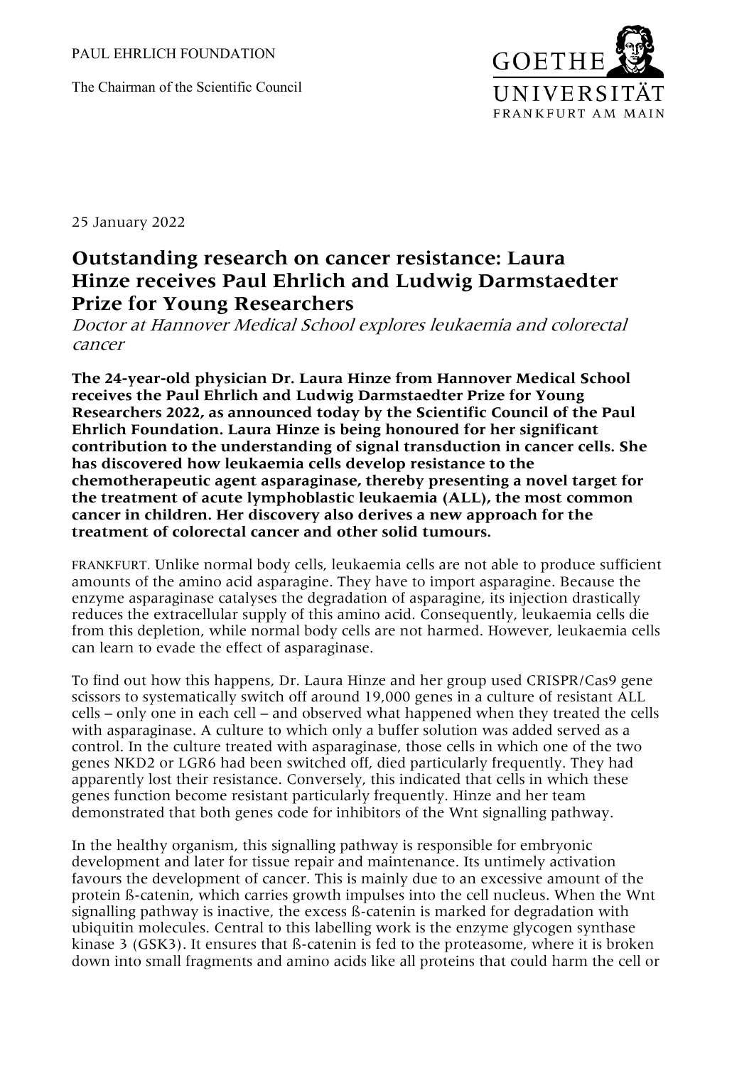PAUL EHRLICH FOUNDATION

The Chairman of the Scientific Council

GOETHE UNIVERSITÄT FRANKFURT AM MAIN

25 January 2022

# Outstanding research on cancer resistance: Laura Hinze receives Paul Ehrlich and Ludwig Darmstaedter Prize for Young Researchers

*Doctor at Hannover Medical School explores leukaemia and colorectal cancer*

**The 24-year-old physician Dr. Laura Hinze from Hannover Medical School receives the Paul Ehrlich and Ludwig Darmstaedter Prize for Young Researchers 2022, as announced today by the Scientific Council of the Paul Ehrlich Foundation. Laura Hinze is being honoured for her significant contribution to the understanding of signal transduction in cancer cells. She has discovered how leukaemia cells develop resistance to the chemotherapeutic agent asparaginase, thereby presenting a novel target for the treatment of acute lymphoblastic leukaemia (ALL), the most common cancer in children. Her discovery also derives a new approach for the treatment of colorectal cancer and other solid tumours.**

FRANKFURT. Unlike normal body cells, leukaemia cells are not able to produce sufficient amounts of the amino acid asparagine. They have to import asparagine. Because the enzyme asparaginase catalyses the degradation of asparagine, its injection drastically reduces the extracellular supply of this amino acid. Consequently, leukaemia cells die from this depletion, while normal body cells are not harmed. However, leukaemia cells can learn to evade the effect of asparaginase.

To find out how this happens, Dr. Laura Hinze and her group used CRISPR/Cas9 gene scissors to systematically switch off around 19,000 genes in a culture of resistant ALL cells – only one in each cell – and observed what happened when they treated the cells with asparaginase. A culture to which only a buffer solution was added served as a control. In the culture treated with asparaginase, those cells in which one of the two genes NKD2 or LGR6 had been switched off, died particularly frequently. They had apparently lost their resistance. Conversely, this indicated that cells in which these genes function become resistant particularly frequently. Hinze and her team demonstrated that both genes code for inhibitors of the Wnt signalling pathway.

In the healthy organism, this signalling pathway is responsible for embryonic development and later for tissue repair and maintenance. Its untimely activation favours the development of cancer. This is mainly due to an excessive amount of the protein ß-catenin, which carries growth impulses into the cell nucleus. When the Wnt signalling pathway is inactive, the excess ß-catenin is marked for degradation with ubiquitin molecules. Central to this labelling work is the enzyme glycogen synthase kinase 3 (GSK3). It ensures that ß-catenin is fed to the proteasome, where it is broken down into small fragments and amino acids like all proteins that could harm the cell or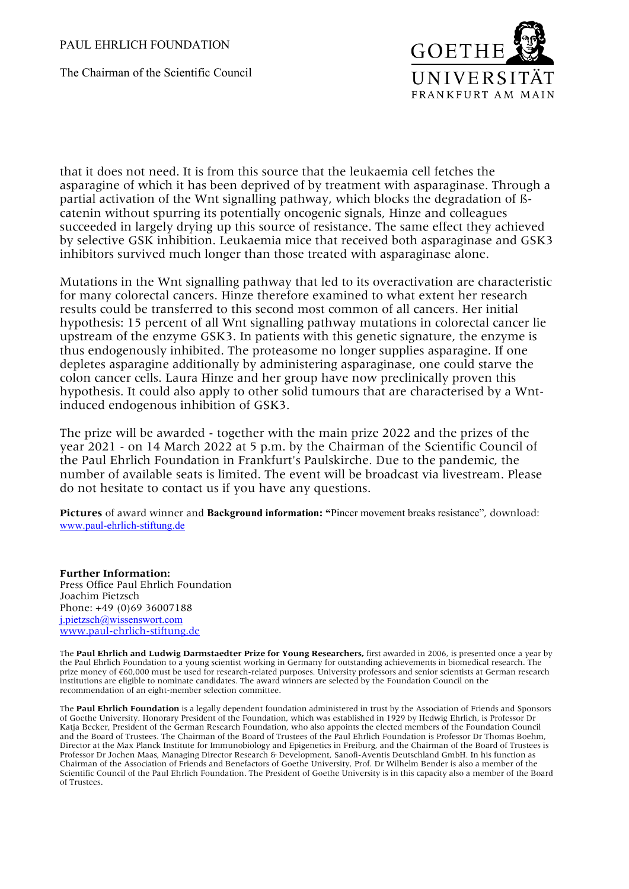that it does not need. It is from this source that the leukaemia cell fetches the asparagine of which it has been deprived of by treatment with asparaginase. Through a partial activation of the Wnt signalling pathway, which blocks the degradation of ß-catenin without spurring its potentially oncogenic signals, Hinze and colleagues succeeded in largely drying up this source of resistance. The same effect they achieved by selective GSK inhibition. Leukaemia mice that received both asparaginase and GSK3 inhibitors survived much longer than those treated with asparaginase alone.

Mutations in the Wnt signalling pathway that led to its overactivation are characteristic for many colorectal cancers. Hinze therefore examined to what extent her research results could be transferred to this second most common of all cancers. Her initial hypothesis: 15 percent of all Wnt signalling pathway mutations in colorectal cancer lie upstream of the enzyme GSK3. In patients with this genetic signature, the enzyme is thus endogenously inhibited. The proteasome no longer supplies asparagine. If one depletes asparagine additionally by administering asparaginase, one could starve the colon cancer cells. Laura Hinze and her group have now preclinically proven this hypothesis. It could also apply to other solid tumours that are characterised by a Wnt-induced endogenous inhibition of GSK3.

The prize will be awarded - together with the main prize 2022 and the prizes of the year 2021 - on 14 March 2022 at 5 p.m. by the Chairman of the Scientific Council of the Paul Ehrlich Foundation in Frankfurt's Paulskirche. Due to the pandemic, the number of available seats is limited. The event will be broadcast via livestream. Please do not hesitate to contact us if you have any questions.

**Pictures** of award winner and **Background information:** "Pincer movement breaks resistance", download: www.paul-ehrlich-stiftung.de

**Further Information:**
Press Office Paul Ehrlich Foundation
Joachim Pietzsch
Phone: +49 (0)69 36007188
j.pietzsch@wissenswort.com
www.paul-ehrlich-stiftung.de

The **Paul Ehrlich and Ludwig Darmstaedter Prize for Young Researchers,** first awarded in 2006, is presented once a year by the Paul Ehrlich Foundation to a young scientist working in Germany for outstanding achievements in biomedical research. The prize money of €60,000 must be used for research-related purposes. University professors and senior scientists at German research institutions are eligible to nominate candidates. The award winners are selected by the Foundation Council on the recommendation of an eight-member selection committee.

The **Paul Ehrlich Foundation** is a legally dependent foundation administered in trust by the Association of Friends and Sponsors of Goethe University. Honorary President of the Foundation, which was established in 1929 by Hedwig Ehrlich, is Professor Dr Katja Becker, President of the German Research Foundation, who also appoints the elected members of the Foundation Council and the Board of Trustees. The Chairman of the Board of Trustees of the Paul Ehrlich Foundation is Professor Dr Thomas Boehm, Director at the Max Planck Institute for Immunobiology and Epigenetics in Freiburg, and the Chairman of the Board of Trustees is Professor Dr Jochen Maas, Managing Director Research & Development, Sanofi-Aventis Deutschland GmbH. In his function as Chairman of the Association of Friends and Benefactors of Goethe University, Prof. Dr Wilhelm Bender is also a member of the Scientific Council of the Paul Ehrlich Foundation. The President of Goethe University is in this capacity also a member of the Board of Trustees.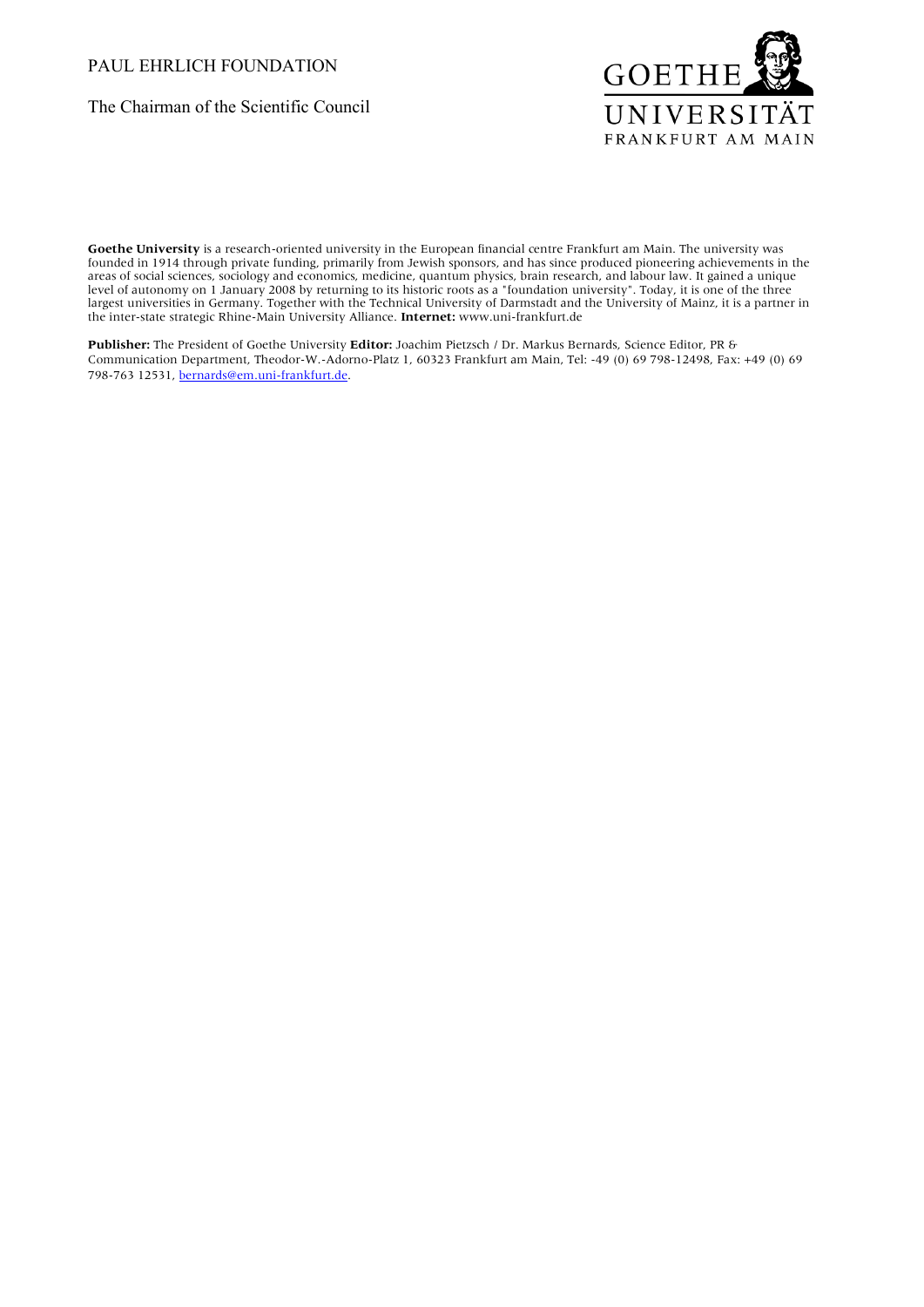PAUL EHRLICH FOUNDATION

The Chairman of the Scientific Council

GOETHE UNIVERSITÄT FRANKFURT AM MAIN

**Goethe University** is a research-oriented university in the European financial centre Frankfurt am Main. The university was founded in 1914 through private funding, primarily from Jewish sponsors, and has since produced pioneering achievements in the areas of social sciences, sociology and economics, medicine, quantum physics, brain research, and labour law. It gained a unique level of autonomy on 1 January 2008 by returning to its historic roots as a "foundation university". Today, it is one of the three largest universities in Germany. Together with the Technical University of Darmstadt and the University of Mainz, it is a partner in the inter-state strategic Rhine-Main University Alliance. **Internet:** www.uni-frankfurt.de

**Publisher:** The President of Goethe University **Editor:** Joachim Pietzsch / Dr. Markus Bernards, Science Editor, PR & Communication Department, Theodor-W.-Adorno-Platz 1, 60323 Frankfurt am Main, Tel: -49 (0) 69 798-12498, Fax: +49 (0) 69 798-763 12531, bernards@em.uni-frankfurt.de.